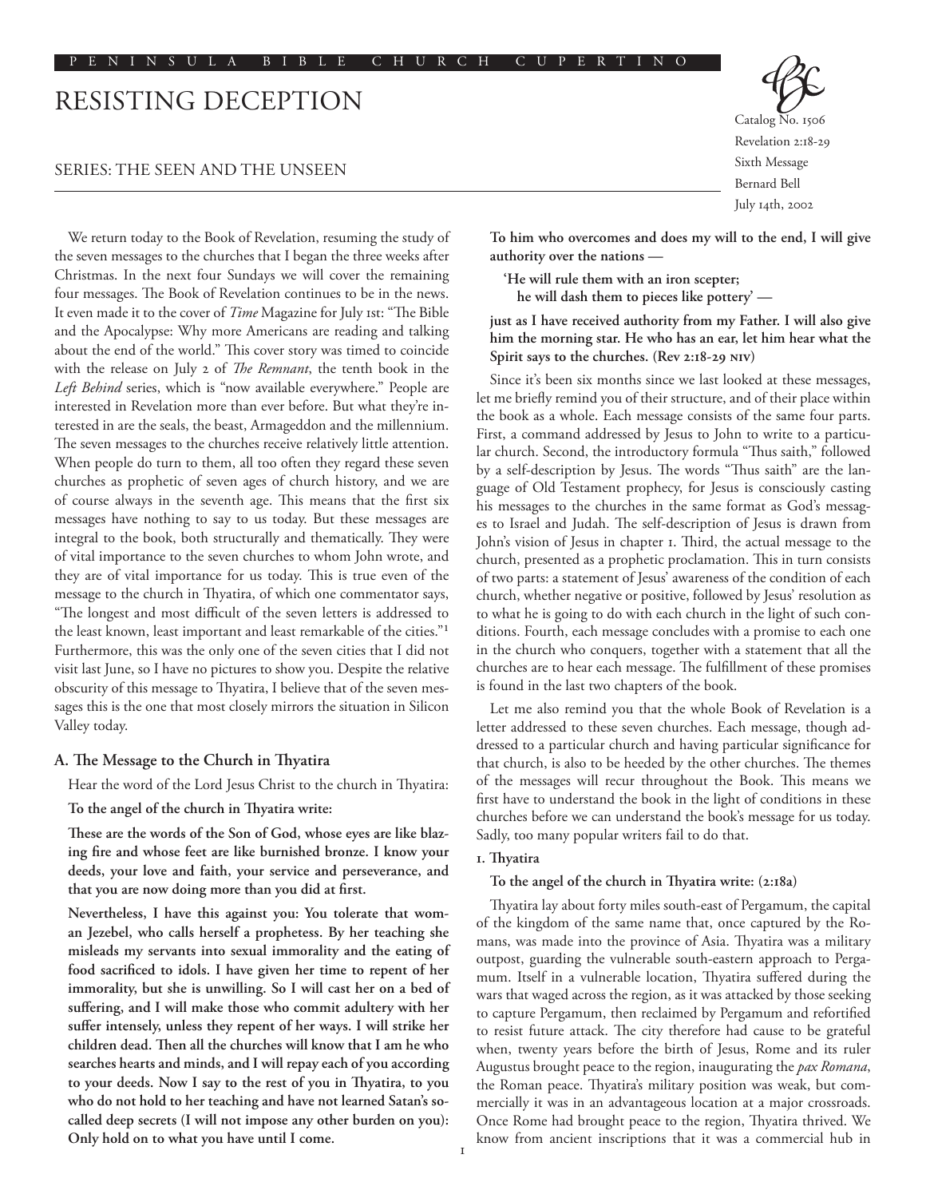# RESISTING DECEPTION

## SERIES: THE SEEN AND THE UNSEEN

Catalog No. 1506
Revelation 2:18-29
Sixth Message
Bernard Bell
July 14th, 2002

We return today to the Book of Revelation, resuming the study of the seven messages to the churches that I began the three weeks after Christmas. In the next four Sundays we will cover the remaining four messages. The Book of Revelation continues to be in the news. It even made it to the cover of *Time* Magazine for July 1st: "The Bible and the Apocalypse: Why more Americans are reading and talking about the end of the world." This cover story was timed to coincide with the release on July 2 of *The Remnant*, the tenth book in the *Left Behind* series, which is "now available everywhere." People are interested in Revelation more than ever before. But what they're interested in are the seals, the beast, Armageddon and the millennium. The seven messages to the churches receive relatively little attention. When people do turn to them, all too often they regard these seven churches as prophetic of seven ages of church history, and we are of course always in the seventh age. This means that the first six messages have nothing to say to us today. But these messages are integral to the book, both structurally and thematically. They were of vital importance to the seven churches to whom John wrote, and they are of vital importance for us today. This is true even of the message to the church in Thyatira, of which one commentator says, "The longest and most difficult of the seven letters is addressed to the least known, least important and least remarkable of the cities."[1] Furthermore, this was the only one of the seven cities that I did not visit last June, so I have no pictures to show you. Despite the relative obscurity of this message to Thyatira, I believe that of the seven messages this is the one that most closely mirrors the situation in Silicon Valley today.

### A. The Message to the Church in Thyatira

Hear the word of the Lord Jesus Christ to the church in Thyatira:

**To the angel of the church in Thyatira write:**

**These are the words of the Son of God, whose eyes are like blazing fire and whose feet are like burnished bronze. I know your deeds, your love and faith, your service and perseverance, and that you are now doing more than you did at first.**

**Nevertheless, I have this against you: You tolerate that woman Jezebel, who calls herself a prophetess. By her teaching she misleads my servants into sexual immorality and the eating of food sacrificed to idols. I have given her time to repent of her immorality, but she is unwilling. So I will cast her on a bed of suffering, and I will make those who commit adultery with her suffer intensely, unless they repent of her ways. I will strike her children dead. Then all the churches will know that I am he who searches hearts and minds, and I will repay each of you according to your deeds. Now I say to the rest of you in Thyatira, to you who do not hold to her teaching and have not learned Satan's so-called deep secrets (I will not impose any other burden on you): Only hold on to what you have until I come.**

**To him who overcomes and does my will to the end, I will give authority over the nations —**

> **'He will rule them with an iron scepter;**
> **he will dash them to pieces like pottery' —**

**just as I have received authority from my Father. I will also give him the morning star. He who has an ear, let him hear what the Spirit says to the churches. (Rev 2:18-29 NIV)**

Since it's been six months since we last looked at these messages, let me briefly remind you of their structure, and of their place within the book as a whole. Each message consists of the same four parts. First, a command addressed by Jesus to John to write to a particular church. Second, the introductory formula "Thus saith," followed by a self-description by Jesus. The words "Thus saith" are the language of Old Testament prophecy, for Jesus is consciously casting his messages to the churches in the same format as God's messages to Israel and Judah. The self-description of Jesus is drawn from John's vision of Jesus in chapter 1. Third, the actual message to the church, presented as a prophetic proclamation. This in turn consists of two parts: a statement of Jesus' awareness of the condition of each church, whether negative or positive, followed by Jesus' resolution as to what he is going to do with each church in the light of such conditions. Fourth, each message concludes with a promise to each one in the church who conquers, together with a statement that all the churches are to hear each message. The fulfillment of these promises is found in the last two chapters of the book.

Let me also remind you that the whole Book of Revelation is a letter addressed to these seven churches. Each message, though addressed to a particular church and having particular significance for that church, is also to be heeded by the other churches. The themes of the messages will recur throughout the Book. This means we first have to understand the book in the light of conditions in these churches before we can understand the book's message for us today. Sadly, too many popular writers fail to do that.

#### 1. Thyatira

**To the angel of the church in Thyatira write: (2:18a)**

Thyatira lay about forty miles south-east of Pergamum, the capital of the kingdom of the same name that, once captured by the Romans, was made into the province of Asia. Thyatira was a military outpost, guarding the vulnerable south-eastern approach to Pergamum. Itself in a vulnerable location, Thyatira suffered during the wars that waged across the region, as it was attacked by those seeking to capture Pergamum, then reclaimed by Pergamum and refortified to resist future attack. The city therefore had cause to be grateful when, twenty years before the birth of Jesus, Rome and its ruler Augustus brought peace to the region, inaugurating the *pax Romana*, the Roman peace. Thyatira's military position was weak, but commercially it was in an advantageous location at a major crossroads. Once Rome had brought peace to the region, Thyatira thrived. We know from ancient inscriptions that it was a commercial hub in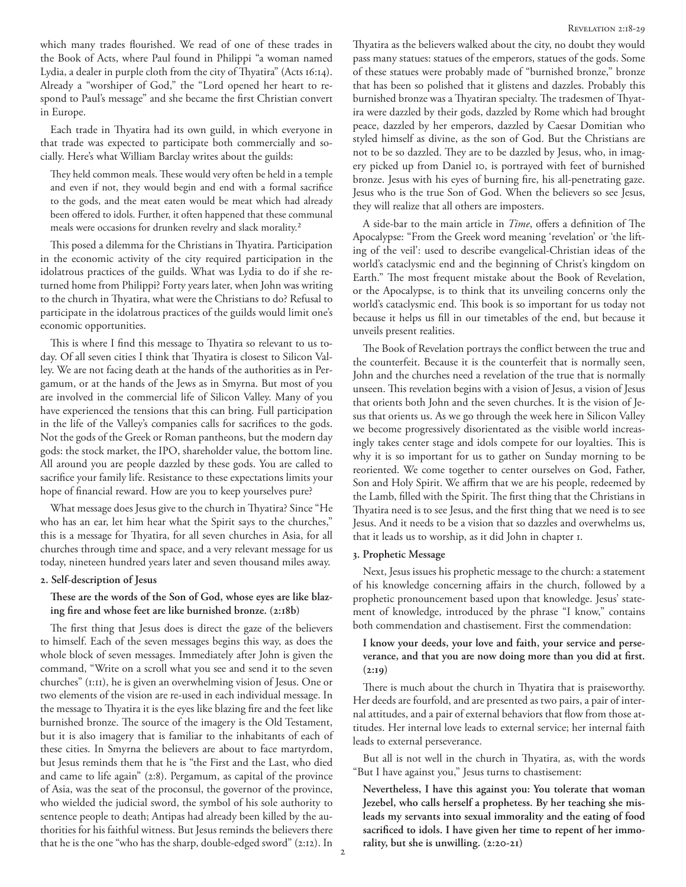which many trades flourished. We read of one of these trades in the Book of Acts, where Paul found in Philippi "a woman named Lydia, a dealer in purple cloth from the city of Thyatira" (Acts 16:14). Already a "worshiper of God," the "Lord opened her heart to respond to Paul's message" and she became the first Christian convert in Europe.

Each trade in Thyatira had its own guild, in which everyone in that trade was expected to participate both commercially and socially. Here's what William Barclay writes about the guilds:

> They held common meals. These would very often be held in a temple and even if not, they would begin and end with a formal sacrifice to the gods, and the meat eaten would be meat which had already been offered to idols. Further, it often happened that these communal meals were occasions for drunken revelry and slack morality.[2]

This posed a dilemma for the Christians in Thyatira. Participation in the economic activity of the city required participation in the idolatrous practices of the guilds. What was Lydia to do if she returned home from Philippi? Forty years later, when John was writing to the church in Thyatira, what were the Christians to do? Refusal to participate in the idolatrous practices of the guilds would limit one's economic opportunities.

This is where I find this message to Thyatira so relevant to us today. Of all seven cities I think that Thyatira is closest to Silicon Valley. We are not facing death at the hands of the authorities as in Pergamum, or at the hands of the Jews as in Smyrna. But most of you are involved in the commercial life of Silicon Valley. Many of you have experienced the tensions that this can bring. Full participation in the life of the Valley's companies calls for sacrifices to the gods. Not the gods of the Greek or Roman pantheons, but the modern day gods: the stock market, the IPO, shareholder value, the bottom line. All around you are people dazzled by these gods. You are called to sacrifice your family life. Resistance to these expectations limits your hope of financial reward. How are you to keep yourselves pure?

What message does Jesus give to the church in Thyatira? Since "He who has an ear, let him hear what the Spirit says to the churches," this is a message for Thyatira, for all seven churches in Asia, for all churches through time and space, and a very relevant message for us today, nineteen hundred years later and seven thousand miles away.

**2. Self-description of Jesus**

**These are the words of the Son of God, whose eyes are like blazing fire and whose feet are like burnished bronze. (2:18b)**

The first thing that Jesus does is direct the gaze of the believers to himself. Each of the seven messages begins this way, as does the whole block of seven messages. Immediately after John is given the command, "Write on a scroll what you see and send it to the seven churches" (1:11), he is given an overwhelming vision of Jesus. One or two elements of the vision are re-used in each individual message. In the message to Thyatira it is the eyes like blazing fire and the feet like burnished bronze. The source of the imagery is the Old Testament, but it is also imagery that is familiar to the inhabitants of each of these cities. In Smyrna the believers are about to face martyrdom, but Jesus reminds them that he is "the First and the Last, who died and came to life again" (2:8). Pergamum, as capital of the province of Asia, was the seat of the proconsul, the governor of the province, who wielded the judicial sword, the symbol of his sole authority to sentence people to death; Antipas had already been killed by the authorities for his faithful witness. But Jesus reminds the believers there that he is the one "who has the sharp, double-edged sword" (2:12). In Thyatira as the believers walked about the city, no doubt they would pass many statues: statues of the emperors, statues of the gods. Some of these statues were probably made of "burnished bronze," bronze that has been so polished that it glistens and dazzles. Probably this burnished bronze was a Thyatiran specialty. The tradesmen of Thyatira were dazzled by their gods, dazzled by Rome which had brought peace, dazzled by her emperors, dazzled by Caesar Domitian who styled himself as divine, as the son of God. But the Christians are not to be dazzled. They are to be dazzled by Jesus, who, in imagery picked up from Daniel 10, is portrayed with feet of burnished bronze. Jesus with his eyes of burning fire, his all-penetrating gaze. Jesus who is the true Son of God. When the believers so see Jesus, they will realize that all others are imposters.

A side-bar to the main article in *Time*, offers a definition of The Apocalypse: "From the Greek word meaning 'revelation' or 'the lifting of the veil': used to describe evangelical-Christian ideas of the world's cataclysmic end and the beginning of Christ's kingdom on Earth." The most frequent mistake about the Book of Revelation, or the Apocalypse, is to think that its unveiling concerns only the world's cataclysmic end. This book is so important for us today not because it helps us fill in our timetables of the end, but because it unveils present realities.

The Book of Revelation portrays the conflict between the true and the counterfeit. Because it is the counterfeit that is normally seen, John and the churches need a revelation of the true that is normally unseen. This revelation begins with a vision of Jesus, a vision of Jesus that orients both John and the seven churches. It is the vision of Jesus that orients us. As we go through the week here in Silicon Valley we become progressively disorientated as the visible world increasingly takes center stage and idols compete for our loyalties. This is why it is so important for us to gather on Sunday morning to be reoriented. We come together to center ourselves on God, Father, Son and Holy Spirit. We affirm that we are his people, redeemed by the Lamb, filled with the Spirit. The first thing that the Christians in Thyatira need is to see Jesus, and the first thing that we need is to see Jesus. And it needs to be a vision that so dazzles and overwhelms us, that it leads us to worship, as it did John in chapter 1.

**3. Prophetic Message**

Next, Jesus issues his prophetic message to the church: a statement of his knowledge concerning affairs in the church, followed by a prophetic pronouncement based upon that knowledge. Jesus' statement of knowledge, introduced by the phrase "I know," contains both commendation and chastisement. First the commendation:

**I know your deeds, your love and faith, your service and perseverance, and that you are now doing more than you did at first. (2:19)**

There is much about the church in Thyatira that is praiseworthy. Her deeds are fourfold, and are presented as two pairs, a pair of internal attitudes, and a pair of external behaviors that flow from those attitudes. Her internal love leads to external service; her internal faith leads to external perseverance.

But all is not well in the church in Thyatira, as, with the words "But I have against you," Jesus turns to chastisement:

**Nevertheless, I have this against you: You tolerate that woman Jezebel, who calls herself a prophetess. By her teaching she misleads my servants into sexual immorality and the eating of food sacrificed to idols. I have given her time to repent of her immorality, but she is unwilling. (2:20-21)**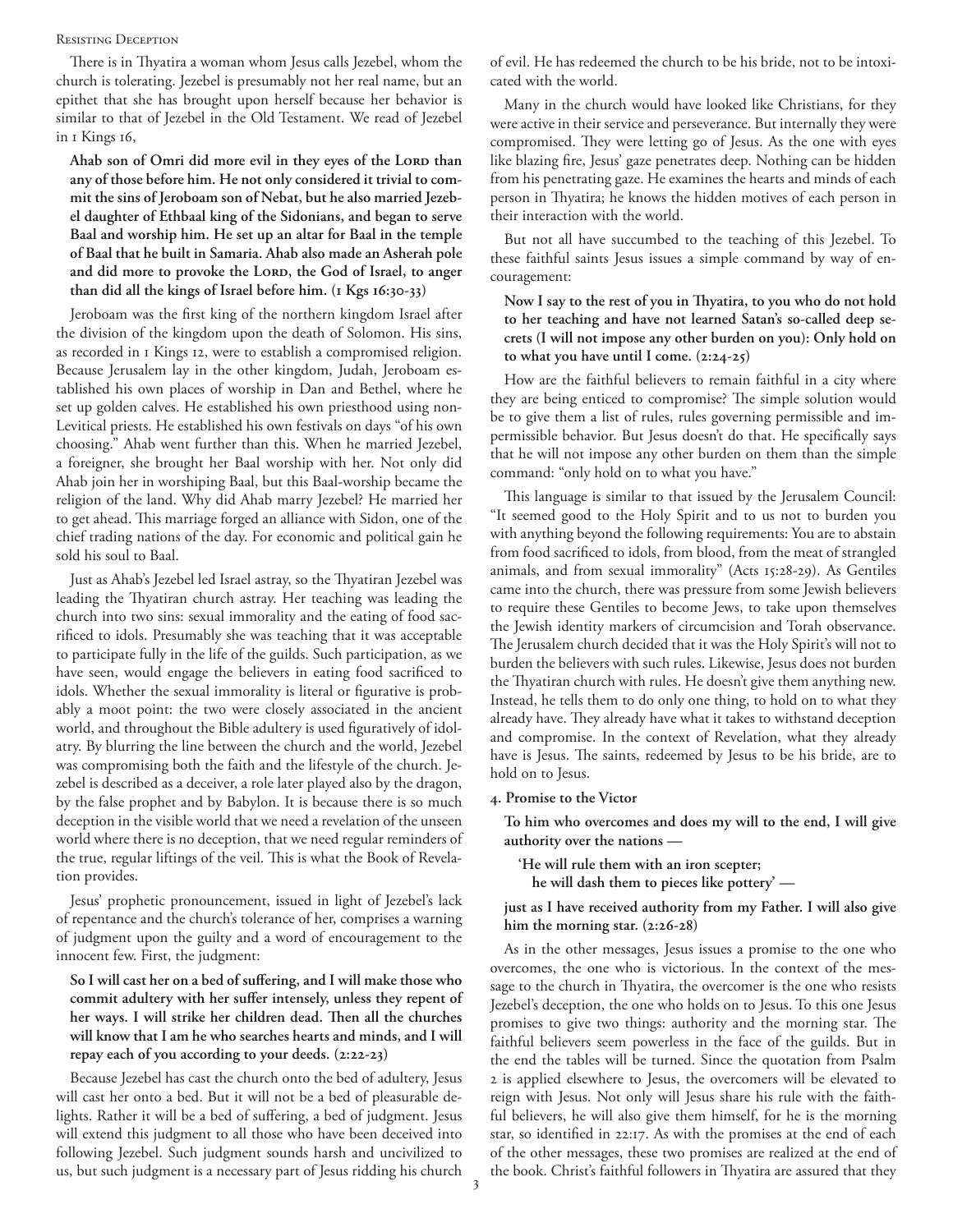There is in Thyatira a woman whom Jesus calls Jezebel, whom the church is tolerating. Jezebel is presumably not her real name, but an epithet that she has brought upon herself because her behavior is similar to that of Jezebel in the Old Testament. We read of Jezebel in 1 Kings 16,

> **Ahab son of Omri did more evil in they eyes of the LORD than any of those before him. He not only considered it trivial to commit the sins of Jeroboam son of Nebat, but he also married Jezebel daughter of Ethbaal king of the Sidonians, and began to serve Baal and worship him. He set up an altar for Baal in the temple of Baal that he built in Samaria. Ahab also made an Asherah pole and did more to provoke the LORD, the God of Israel, to anger than did all the kings of Israel before him. (1 Kgs 16:30-33)**

Jeroboam was the first king of the northern kingdom Israel after the division of the kingdom upon the death of Solomon. His sins, as recorded in 1 Kings 12, were to establish a compromised religion. Because Jerusalem lay in the other kingdom, Judah, Jeroboam established his own places of worship in Dan and Bethel, where he set up golden calves. He established his own priesthood using non-Levitical priests. He established his own festivals on days "of his own choosing." Ahab went further than this. When he married Jezebel, a foreigner, she brought her Baal worship with her. Not only did Ahab join her in worshiping Baal, but this Baal-worship became the religion of the land. Why did Ahab marry Jezebel? He married her to get ahead. This marriage forged an alliance with Sidon, one of the chief trading nations of the day. For economic and political gain he sold his soul to Baal.

Just as Ahab's Jezebel led Israel astray, so the Thyatiran Jezebel was leading the Thyatiran church astray. Her teaching was leading the church into two sins: sexual immorality and the eating of food sacrificed to idols. Presumably she was teaching that it was acceptable to participate fully in the life of the guilds. Such participation, as we have seen, would engage the believers in eating food sacrificed to idols. Whether the sexual immorality is literal or figurative is probably a moot point: the two were closely associated in the ancient world, and throughout the Bible adultery is used figuratively of idolatry. By blurring the line between the church and the world, Jezebel was compromising both the faith and the lifestyle of the church. Jezebel is described as a deceiver, a role later played also by the dragon, by the false prophet and by Babylon. It is because there is so much deception in the visible world that we need a revelation of the unseen world where there is no deception, that we need regular reminders of the true, regular liftings of the veil. This is what the Book of Revelation provides.

Jesus' prophetic pronouncement, issued in light of Jezebel's lack of repentance and the church's tolerance of her, comprises a warning of judgment upon the guilty and a word of encouragement to the innocent few. First, the judgment:

> **So I will cast her on a bed of suffering, and I will make those who commit adultery with her suffer intensely, unless they repent of her ways. I will strike her children dead. Then all the churches will know that I am he who searches hearts and minds, and I will repay each of you according to your deeds. (2:22-23)**

Because Jezebel has cast the church onto the bed of adultery, Jesus will cast her onto a bed. But it will not be a bed of pleasurable delights. Rather it will be a bed of suffering, a bed of judgment. Jesus will extend this judgment to all those who have been deceived into following Jezebel. Such judgment sounds harsh and uncivilized to us, but such judgment is a necessary part of Jesus ridding his church of evil. He has redeemed the church to be his bride, not to be intoxicated with the world.

Many in the church would have looked like Christians, for they were active in their service and perseverance. But internally they were compromised. They were letting go of Jesus. As the one with eyes like blazing fire, Jesus' gaze penetrates deep. Nothing can be hidden from his penetrating gaze. He examines the hearts and minds of each person in Thyatira; he knows the hidden motives of each person in their interaction with the world.

But not all have succumbed to the teaching of this Jezebel. To these faithful saints Jesus issues a simple command by way of encouragement:

> **Now I say to the rest of you in Thyatira, to you who do not hold to her teaching and have not learned Satan's so-called deep secrets (I will not impose any other burden on you): Only hold on to what you have until I come. (2:24-25)**

How are the faithful believers to remain faithful in a city where they are being enticed to compromise? The simple solution would be to give them a list of rules, rules governing permissible and impermissible behavior. But Jesus doesn't do that. He specifically says that he will not impose any other burden on them than the simple command: "only hold on to what you have."

This language is similar to that issued by the Jerusalem Council: "It seemed good to the Holy Spirit and to us not to burden you with anything beyond the following requirements: You are to abstain from food sacrificed to idols, from blood, from the meat of strangled animals, and from sexual immorality" (Acts 15:28-29). As Gentiles came into the church, there was pressure from some Jewish believers to require these Gentiles to become Jews, to take upon themselves the Jewish identity markers of circumcision and Torah observance. The Jerusalem church decided that it was the Holy Spirit's will not to burden the believers with such rules. Likewise, Jesus does not burden the Thyatiran church with rules. He doesn't give them anything new. Instead, he tells them to do only one thing, to hold on to what they already have. They already have what it takes to withstand deception and compromise. In the context of Revelation, what they already have is Jesus. The saints, redeemed by Jesus to be his bride, are to hold on to Jesus.

**4. Promise to the Victor**

> **To him who overcomes and does my will to the end, I will give authority over the nations —**
>
> **'He will rule them with an iron scepter;**
> **he will dash them to pieces like pottery' —**
>
> **just as I have received authority from my Father. I will also give him the morning star. (2:26-28)**

As in the other messages, Jesus issues a promise to the one who overcomes, the one who is victorious. In the context of the message to the church in Thyatira, the overcomer is the one who resists Jezebel's deception, the one who holds on to Jesus. To this one Jesus promises to give two things: authority and the morning star. The faithful believers seem powerless in the face of the guilds. But in the end the tables will be turned. Since the quotation from Psalm 2 is applied elsewhere to Jesus, the overcomers will be elevated to reign with Jesus. Not only will Jesus share his rule with the faithful believers, he will also give them himself, for he is the morning star, so identified in 22:17. As with the promises at the end of each of the other messages, these two promises are realized at the end of the book. Christ's faithful followers in Thyatira are assured that they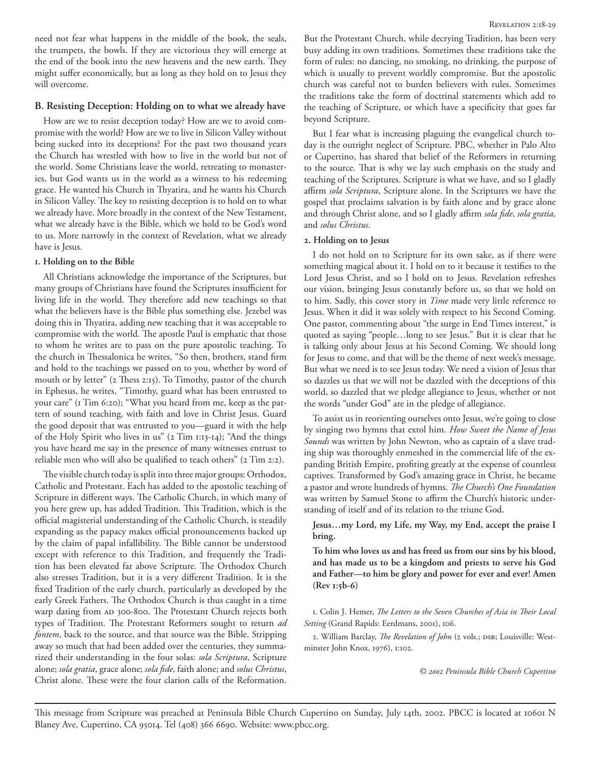need not fear what happens in the middle of the book, the seals, the trumpets, the bowls. If they are victorious they will emerge at the end of the book into the new heavens and the new earth. They might suffer economically, but as long as they hold on to Jesus they will overcome.

### B. Resisting Deception: Holding on to what we already have

How are we to resist deception today? How are we to avoid compromise with the world? How are we to live in Silicon Valley without being sucked into its deceptions? For the past two thousand years the Church has wrestled with how to live in the world but not of the world. Some Christians leave the world, retreating to monasteries, but God wants us in the world as a witness to his redeeming grace. He wanted his Church in Thyatira, and he wants his Church in Silicon Valley. The key to resisting deception is to hold on to what we already have. More broadly in the context of the New Testament, what we already have is the Bible, which we hold to be God's word to us. More narrowly in the context of Revelation, what we already have is Jesus.

#### 1. Holding on to the Bible

All Christians acknowledge the importance of the Scriptures, but many groups of Christians have found the Scriptures insufficient for living life in the world. They therefore add new teachings so that what the believers have is the Bible plus something else. Jezebel was doing this in Thyatira, adding new teaching that it was acceptable to compromise with the world. The apostle Paul is emphatic that those to whom he writes are to pass on the pure apostolic teaching. To the church in Thessalonica he writes, "So then, brothers, stand firm and hold to the teachings we passed on to you, whether by word of mouth or by letter" (2 Thess 2:15). To Timothy, pastor of the church in Ephesus, he writes, "Timothy, guard what has been entrusted to your care" (1 Tim 6:20); "What you heard from me, keep as the pattern of sound teaching, with faith and love in Christ Jesus. Guard the good deposit that was entrusted to you—guard it with the help of the Holy Spirit who lives in us" (2 Tim 1:13-14); "And the things you have heard me say in the presence of many witnesses entrust to reliable men who will also be qualified to teach others" (2 Tim 2:2).

The visible church today is split into three major groups: Orthodox, Catholic and Protestant. Each has added to the apostolic teaching of Scripture in different ways. The Catholic Church, in which many of you here grew up, has added Tradition. This Tradition, which is the official magisterial understanding of the Catholic Church, is steadily expanding as the papacy makes official pronouncements backed up by the claim of papal infallibility. The Bible cannot be understood except with reference to this Tradition, and frequently the Tradition has been elevated far above Scripture. The Orthodox Church also stresses Tradition, but it is a very different Tradition. It is the fixed Tradition of the early church, particularly as developed by the early Greek Fathers. The Orthodox Church is thus caught in a time warp dating from AD 300-800. The Protestant Church rejects both types of Tradition. The Protestant Reformers sought to return *ad fontem*, back to the source, and that source was the Bible. Stripping away so much that had been added over the centuries, they summarized their understanding in the four solas: *sola Scriptura*, Scripture alone; *sola gratia*, grace alone; *sola fide*, faith alone; and *solus Christus*, Christ alone. These were the four clarion calls of the Reformation.

But the Protestant Church, while decrying Tradition, has been very busy adding its own traditions. Sometimes these traditions take the form of rules: no dancing, no smoking, no drinking, the purpose of which is usually to prevent worldly compromise. But the apostolic church was careful not to burden believers with rules. Sometimes the traditions take the form of doctrinal statements which add to the teaching of Scripture, or which have a specificity that goes far beyond Scripture.

But I fear what is increasing plaguing the evangelical church today is the outright neglect of Scripture. PBC, whether in Palo Alto or Cupertino, has shared that belief of the Reformers in returning to the source. That is why we lay such emphasis on the study and teaching of the Scriptures. Scripture is what we have, and so I gladly affirm *sola Scriptura*, Scripture alone. In the Scriptures we have the gospel that proclaims salvation is by faith alone and by grace alone and through Christ alone, and so I gladly affirm *sola fide*, *sola gratia*, and *solus Christus*.

#### 2. Holding on to Jesus

I do not hold on to Scripture for its own sake, as if there were something magical about it. I hold on to it because it testifies to the Lord Jesus Christ, and so I hold on to Jesus. Revelation refreshes our vision, bringing Jesus constantly before us, so that we hold on to him. Sadly, this cover story in *Time* made very little reference to Jesus. When it did it was solely with respect to his Second Coming. One pastor, commenting about "the surge in End Times interest," is quoted as saying "people…long to see Jesus." But it is clear that he is talking only about Jesus at his Second Coming. We should long for Jesus to come, and that will be the theme of next week's message. But what we need is to see Jesus today. We need a vision of Jesus that so dazzles us that we will not be dazzled with the deceptions of this world, so dazzled that we pledge allegiance to Jesus, whether or not the words "under God" are in the pledge of allegiance.

To assist us in reorienting ourselves onto Jesus, we're going to close by singing two hymns that extol him. *How Sweet the Name of Jesus Sounds* was written by John Newton, who as captain of a slave trading ship was thoroughly enmeshed in the commercial life of the expanding British Empire, profiting greatly at the expense of countless captives. Transformed by God's amazing grace in Christ, he became a pastor and wrote hundreds of hymns. *The Church's One Foundation* was written by Samuel Stone to affirm the Church's historic understanding of itself and of its relation to the triune God.

**Jesus…my Lord, my Life, my Way, my End, accept the praise I bring.**

**To him who loves us and has freed us from our sins by his blood, and has made us to be a kingdom and priests to serve his God and Father—to him be glory and power for ever and ever! Amen (Rev 1:5b-6)**

1. Colin J. Hemer, *The Letters to the Seven Churches of Asia in Their Local Setting* (Grand Rapids: Eerdmans, 2001), 106.

2. William Barclay, *The Revelation of John* (2 vols.; DSB; Louisville: Westminster John Knox, 1976), 1:102.

*© 2002 Peninsula Bible Church Cupertino*

This message from Scripture was preached at Peninsula Bible Church Cupertino on Sunday, July 14th, 2002. PBCC is located at 10601 N Blaney Ave, Cupertino, CA 95014. Tel (408) 366 6690. Website: www.pbcc.org.